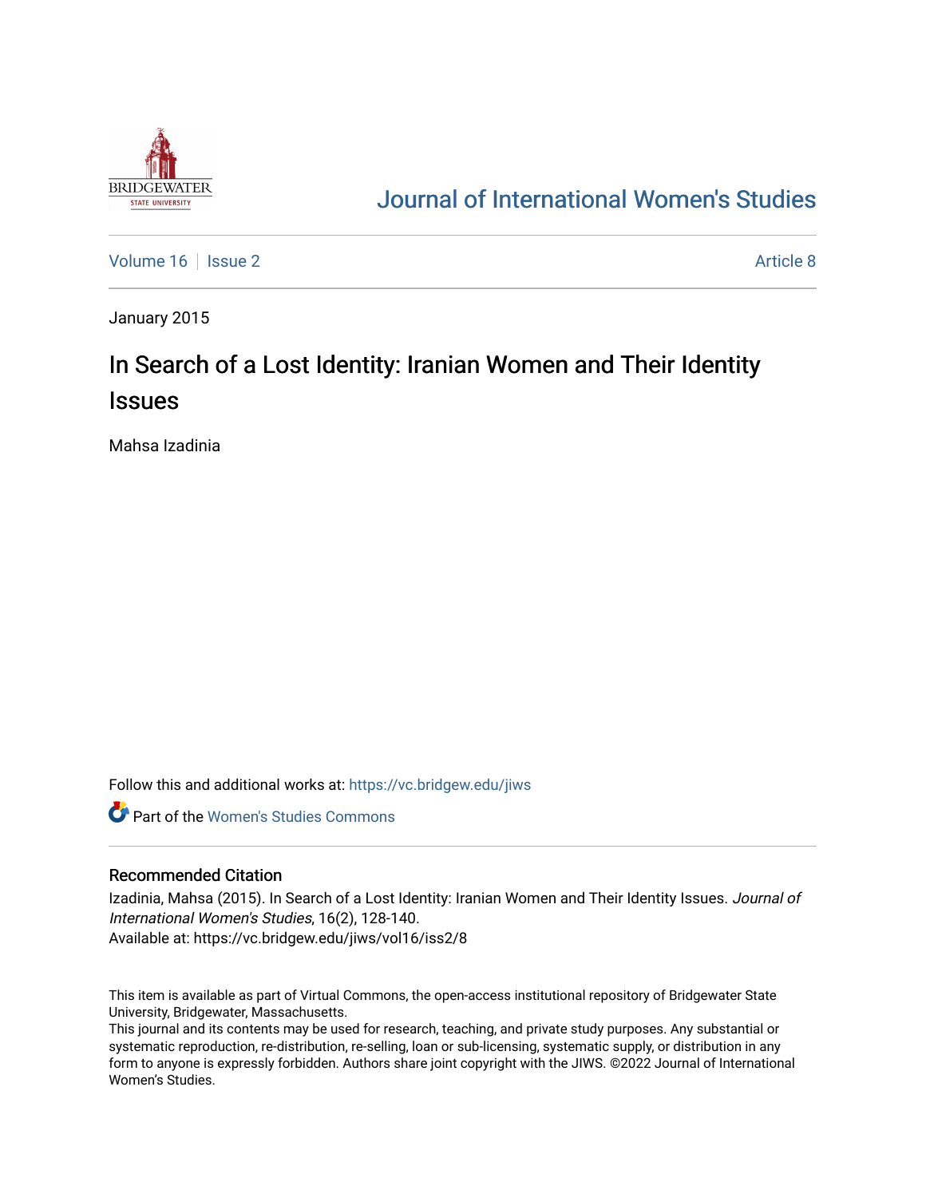Journal of International Women's Studies

Volume 16 | Issue 2 | Article 8

January 2015

# In Search of a Lost Identity: Iranian Women and Their Identity Issues

Mahsa Izadinia

Follow this and additional works at: https://vc.bridgew.edu/jiws

Part of the Women's Studies Commons

## Recommended Citation

Izadinia, Mahsa (2015). In Search of a Lost Identity: Iranian Women and Their Identity Issues. *Journal of International Women's Studies*, 16(2), 128-140.
Available at: https://vc.bridgew.edu/jiws/vol16/iss2/8

This item is available as part of Virtual Commons, the open-access institutional repository of Bridgewater State University, Bridgewater, Massachusetts.
This journal and its contents may be used for research, teaching, and private study purposes. Any substantial or systematic reproduction, re-distribution, re-selling, loan or sub-licensing, systematic supply, or distribution in any form to anyone is expressly forbidden. Authors share joint copyright with the JIWS. ©2022 Journal of International Women's Studies.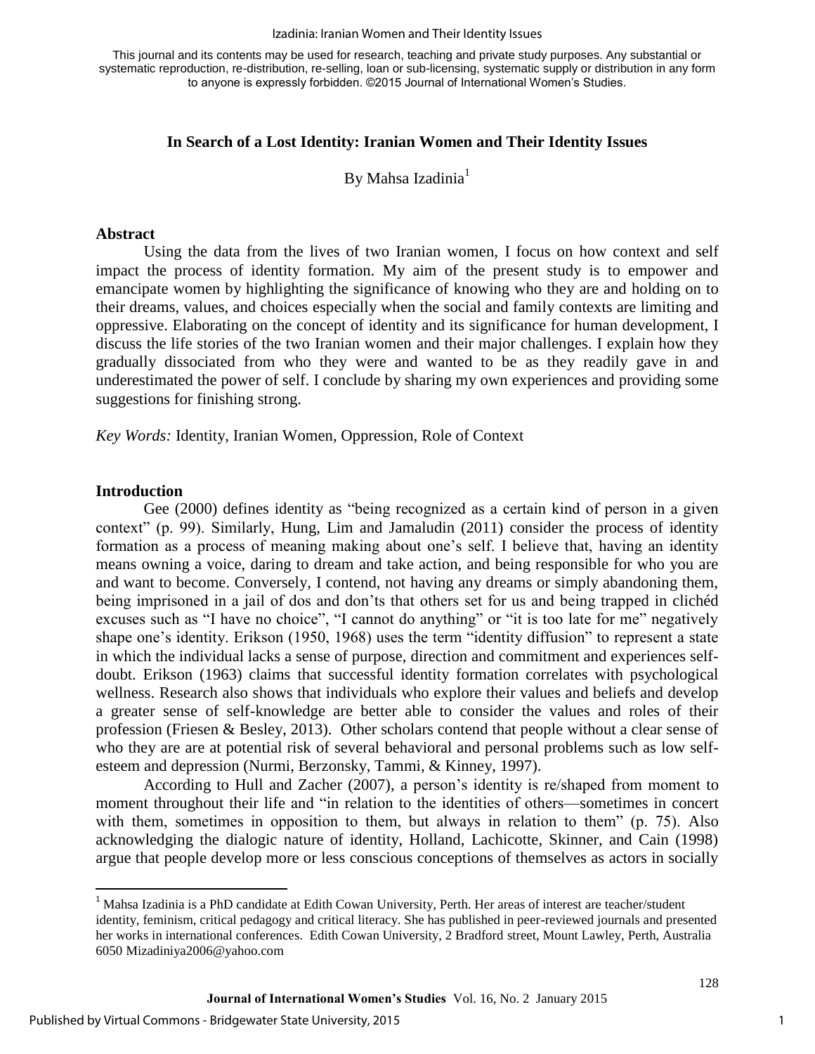This journal and its contents may be used for research, teaching and private study purposes. Any substantial or systematic reproduction, re-distribution, re-selling, loan or sub-licensing, systematic supply or distribution in any form to anyone is expressly forbidden. ©2015 Journal of International Women's Studies.

# In Search of a Lost Identity: Iranian Women and Their Identity Issues

By Mahsa Izadinia[1]

## Abstract

Using the data from the lives of two Iranian women, I focus on how context and self impact the process of identity formation. My aim of the present study is to empower and emancipate women by highlighting the significance of knowing who they are and holding on to their dreams, values, and choices especially when the social and family contexts are limiting and oppressive. Elaborating on the concept of identity and its significance for human development, I discuss the life stories of the two Iranian women and their major challenges. I explain how they gradually dissociated from who they were and wanted to be as they readily gave in and underestimated the power of self. I conclude by sharing my own experiences and providing some suggestions for finishing strong.

*Key Words:* Identity, Iranian Women, Oppression, Role of Context

## Introduction

Gee (2000) defines identity as "being recognized as a certain kind of person in a given context" (p. 99). Similarly, Hung, Lim and Jamaludin (2011) consider the process of identity formation as a process of meaning making about one's self. I believe that, having an identity means owning a voice, daring to dream and take action, and being responsible for who you are and want to become. Conversely, I contend, not having any dreams or simply abandoning them, being imprisoned in a jail of dos and don'ts that others set for us and being trapped in clichéd excuses such as "I have no choice", "I cannot do anything" or "it is too late for me" negatively shape one's identity. Erikson (1950, 1968) uses the term "identity diffusion" to represent a state in which the individual lacks a sense of purpose, direction and commitment and experiences self-doubt. Erikson (1963) claims that successful identity formation correlates with psychological wellness. Research also shows that individuals who explore their values and beliefs and develop a greater sense of self-knowledge are better able to consider the values and roles of their profession (Friesen & Besley, 2013). Other scholars contend that people without a clear sense of who they are are at potential risk of several behavioral and personal problems such as low self-esteem and depression (Nurmi, Berzonsky, Tammi, & Kinney, 1997).

According to Hull and Zacher (2007), a person's identity is re/shaped from moment to moment throughout their life and "in relation to the identities of others—sometimes in concert with them, sometimes in opposition to them, but always in relation to them" (p. 75). Also acknowledging the dialogic nature of identity, Holland, Lachicotte, Skinner, and Cain (1998) argue that people develop more or less conscious conceptions of themselves as actors in socially

[1] Mahsa Izadinia is a PhD candidate at Edith Cowan University, Perth. Her areas of interest are teacher/student identity, feminism, critical pedagogy and critical literacy. She has published in peer-reviewed journals and presented her works in international conferences. Edith Cowan University, 2 Bradford street, Mount Lawley, Perth, Australia 6050 Mizadiniya2006@yahoo.com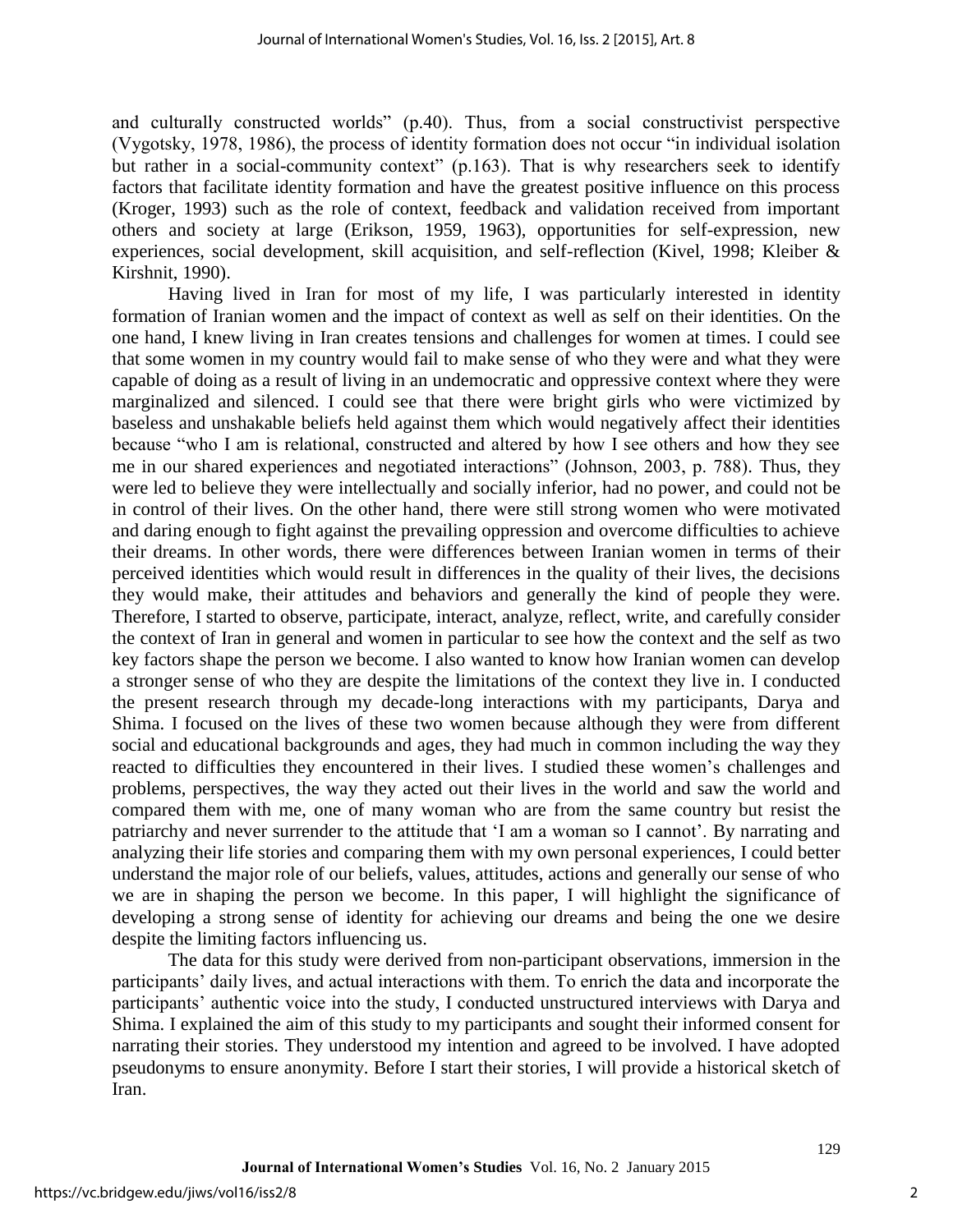and culturally constructed worlds" (p.40). Thus, from a social constructivist perspective (Vygotsky, 1978, 1986), the process of identity formation does not occur "in individual isolation but rather in a social-community context" (p.163). That is why researchers seek to identify factors that facilitate identity formation and have the greatest positive influence on this process (Kroger, 1993) such as the role of context, feedback and validation received from important others and society at large (Erikson, 1959, 1963), opportunities for self-expression, new experiences, social development, skill acquisition, and self-reflection (Kivel, 1998; Kleiber & Kirshnit, 1990).

Having lived in Iran for most of my life, I was particularly interested in identity formation of Iranian women and the impact of context as well as self on their identities. On the one hand, I knew living in Iran creates tensions and challenges for women at times. I could see that some women in my country would fail to make sense of who they were and what they were capable of doing as a result of living in an undemocratic and oppressive context where they were marginalized and silenced. I could see that there were bright girls who were victimized by baseless and unshakable beliefs held against them which would negatively affect their identities because "who I am is relational, constructed and altered by how I see others and how they see me in our shared experiences and negotiated interactions" (Johnson, 2003, p. 788). Thus, they were led to believe they were intellectually and socially inferior, had no power, and could not be in control of their lives. On the other hand, there were still strong women who were motivated and daring enough to fight against the prevailing oppression and overcome difficulties to achieve their dreams. In other words, there were differences between Iranian women in terms of their perceived identities which would result in differences in the quality of their lives, the decisions they would make, their attitudes and behaviors and generally the kind of people they were. Therefore, I started to observe, participate, interact, analyze, reflect, write, and carefully consider the context of Iran in general and women in particular to see how the context and the self as two key factors shape the person we become. I also wanted to know how Iranian women can develop a stronger sense of who they are despite the limitations of the context they live in. I conducted the present research through my decade-long interactions with my participants, Darya and Shima. I focused on the lives of these two women because although they were from different social and educational backgrounds and ages, they had much in common including the way they reacted to difficulties they encountered in their lives. I studied these women's challenges and problems, perspectives, the way they acted out their lives in the world and saw the world and compared them with me, one of many woman who are from the same country but resist the patriarchy and never surrender to the attitude that 'I am a woman so I cannot'. By narrating and analyzing their life stories and comparing them with my own personal experiences, I could better understand the major role of our beliefs, values, attitudes, actions and generally our sense of who we are in shaping the person we become. In this paper, I will highlight the significance of developing a strong sense of identity for achieving our dreams and being the one we desire despite the limiting factors influencing us.

The data for this study were derived from non-participant observations, immersion in the participants' daily lives, and actual interactions with them. To enrich the data and incorporate the participants' authentic voice into the study, I conducted unstructured interviews with Darya and Shima. I explained the aim of this study to my participants and sought their informed consent for narrating their stories. They understood my intention and agreed to be involved. I have adopted pseudonyms to ensure anonymity. Before I start their stories, I will provide a historical sketch of Iran.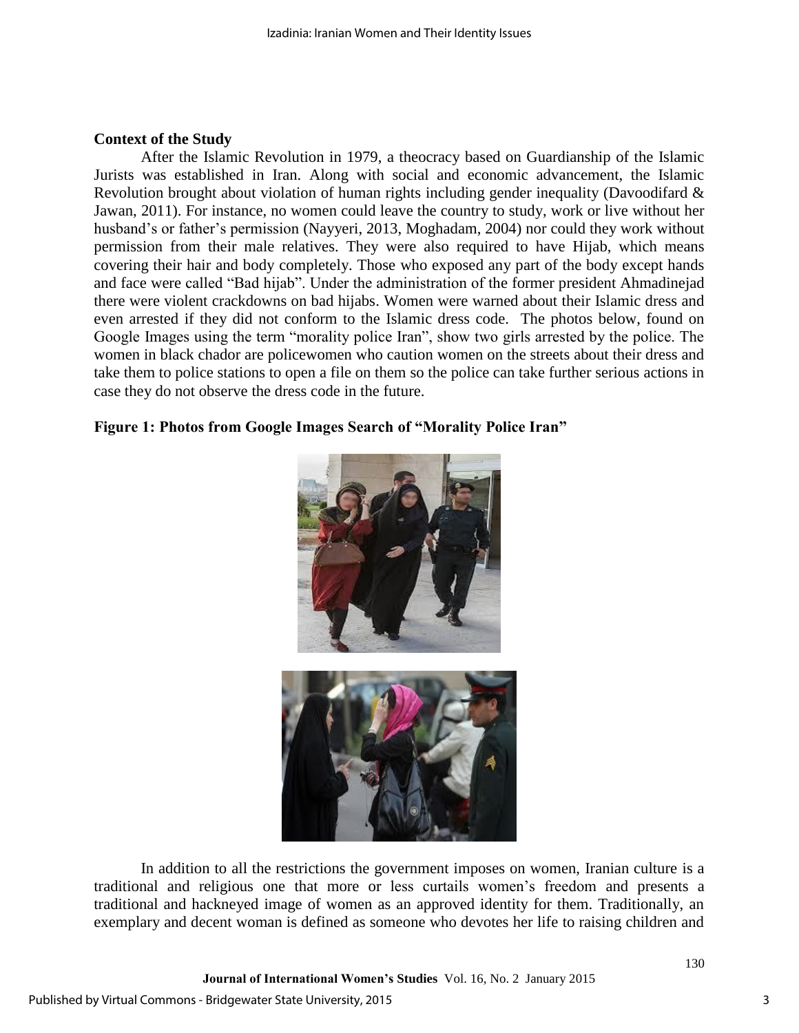### Context of the Study

After the Islamic Revolution in 1979, a theocracy based on Guardianship of the Islamic Jurists was established in Iran. Along with social and economic advancement, the Islamic Revolution brought about violation of human rights including gender inequality (Davoodifard & Jawan, 2011). For instance, no women could leave the country to study, work or live without her husband's or father's permission (Nayyeri, 2013, Moghadam, 2004) nor could they work without permission from their male relatives. They were also required to have Hijab, which means covering their hair and body completely. Those who exposed any part of the body except hands and face were called "Bad hijab". Under the administration of the former president Ahmadinejad there were violent crackdowns on bad hijabs. Women were warned about their Islamic dress and even arrested if they did not conform to the Islamic dress code. The photos below, found on Google Images using the term "morality police Iran", show two girls arrested by the police. The women in black chador are policewomen who caution women on the streets about their dress and take them to police stations to open a file on them so the police can take further serious actions in case they do not observe the dress code in the future.

**Figure 1: Photos from Google Images Search of "Morality Police Iran"**

In addition to all the restrictions the government imposes on women, Iranian culture is a traditional and religious one that more or less curtails women's freedom and presents a traditional and hackneyed image of women as an approved identity for them. Traditionally, an exemplary and decent woman is defined as someone who devotes her life to raising children and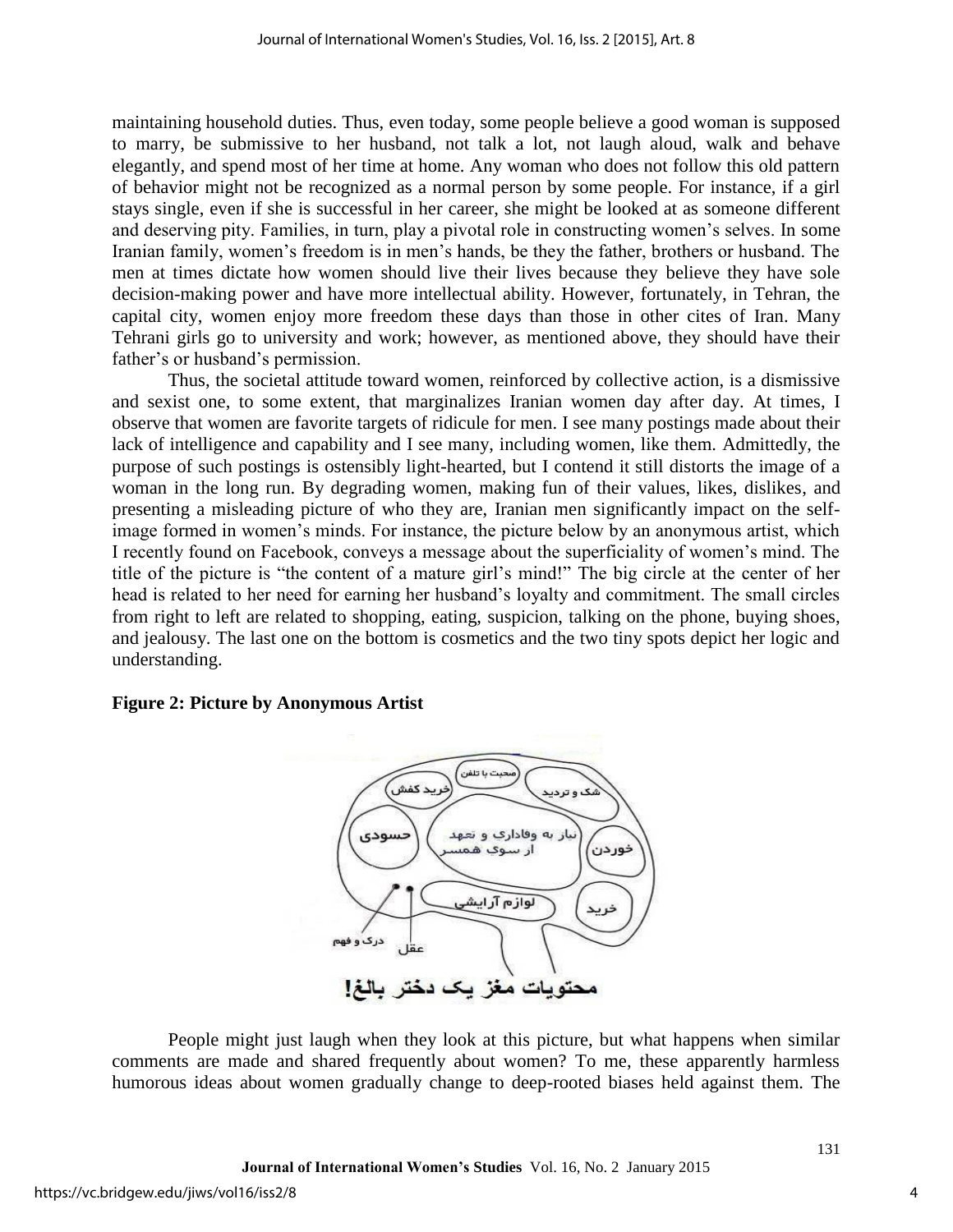maintaining household duties. Thus, even today, some people believe a good woman is supposed to marry, be submissive to her husband, not talk a lot, not laugh aloud, walk and behave elegantly, and spend most of her time at home. Any woman who does not follow this old pattern of behavior might not be recognized as a normal person by some people. For instance, if a girl stays single, even if she is successful in her career, she might be looked at as someone different and deserving pity. Families, in turn, play a pivotal role in constructing women's selves. In some Iranian family, women's freedom is in men's hands, be they the father, brothers or husband. The men at times dictate how women should live their lives because they believe they have sole decision-making power and have more intellectual ability. However, fortunately, in Tehran, the capital city, women enjoy more freedom these days than those in other cites of Iran. Many Tehrani girls go to university and work; however, as mentioned above, they should have their father's or husband's permission.

Thus, the societal attitude toward women, reinforced by collective action, is a dismissive and sexist one, to some extent, that marginalizes Iranian women day after day. At times, I observe that women are favorite targets of ridicule for men. I see many postings made about their lack of intelligence and capability and I see many, including women, like them. Admittedly, the purpose of such postings is ostensibly light-hearted, but I contend it still distorts the image of a woman in the long run. By degrading women, making fun of their values, likes, dislikes, and presenting a misleading picture of who they are, Iranian men significantly impact on the self-image formed in women's minds. For instance, the picture below by an anonymous artist, which I recently found on Facebook, conveys a message about the superficiality of women's mind. The title of the picture is "the content of a mature girl's mind!" The big circle at the center of her head is related to her need for earning her husband's loyalty and commitment. The small circles from right to left are related to shopping, eating, suspicion, talking on the phone, buying shoes, and jealousy. The last one on the bottom is cosmetics and the two tiny spots depict her logic and understanding.

**Figure 2: Picture by Anonymous Artist**

محتویات مغز یک دختر بالغ!

People might just laugh when they look at this picture, but what happens when similar comments are made and shared frequently about women? To me, these apparently harmless humorous ideas about women gradually change to deep-rooted biases held against them. The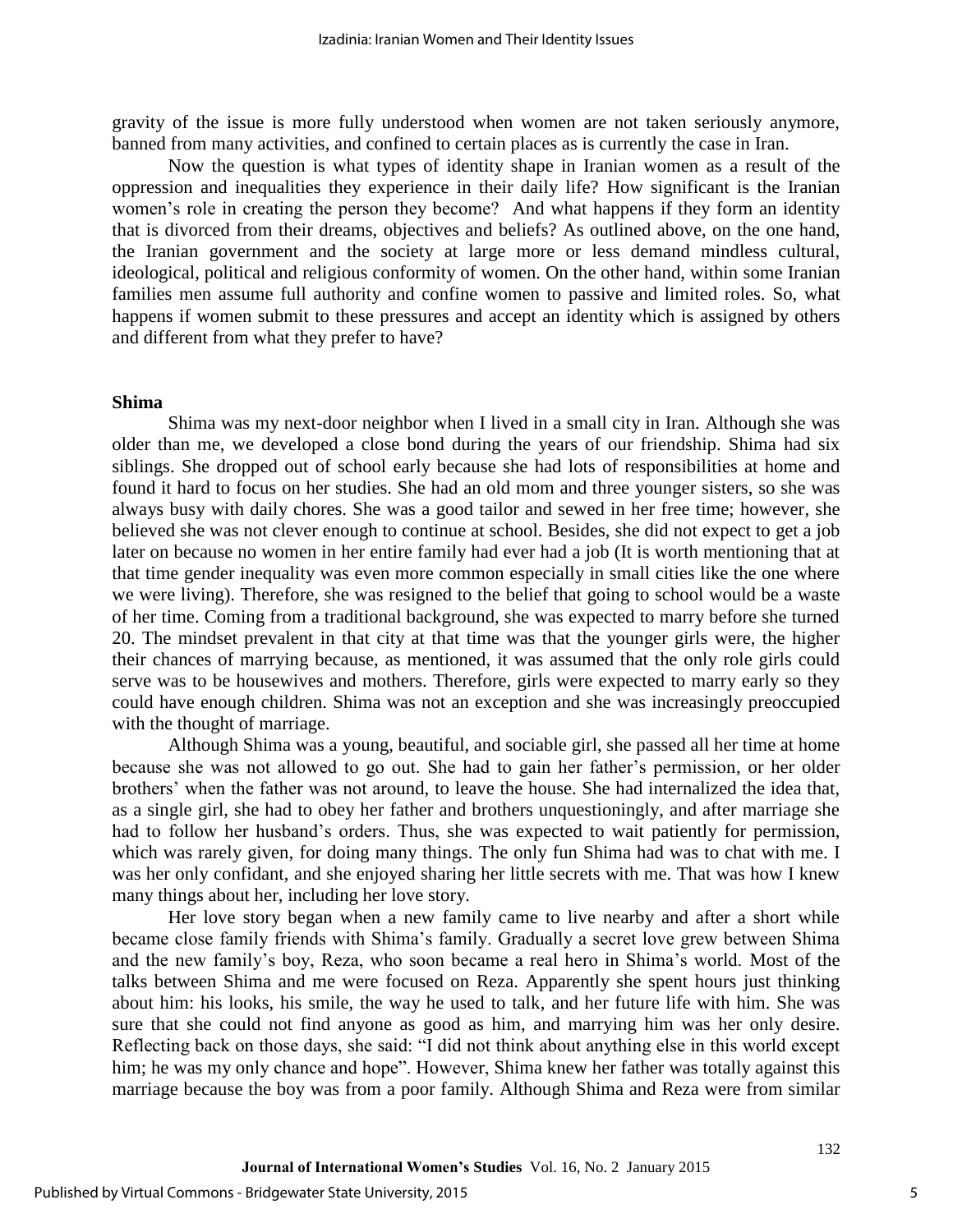gravity of the issue is more fully understood when women are not taken seriously anymore, banned from many activities, and confined to certain places as is currently the case in Iran.

Now the question is what types of identity shape in Iranian women as a result of the oppression and inequalities they experience in their daily life? How significant is the Iranian women's role in creating the person they become? And what happens if they form an identity that is divorced from their dreams, objectives and beliefs? As outlined above, on the one hand, the Iranian government and the society at large more or less demand mindless cultural, ideological, political and religious conformity of women. On the other hand, within some Iranian families men assume full authority and confine women to passive and limited roles. So, what happens if women submit to these pressures and accept an identity which is assigned by others and different from what they prefer to have?

**Shima**

Shima was my next-door neighbor when I lived in a small city in Iran. Although she was older than me, we developed a close bond during the years of our friendship. Shima had six siblings. She dropped out of school early because she had lots of responsibilities at home and found it hard to focus on her studies. She had an old mom and three younger sisters, so she was always busy with daily chores. She was a good tailor and sewed in her free time; however, she believed she was not clever enough to continue at school. Besides, she did not expect to get a job later on because no women in her entire family had ever had a job (It is worth mentioning that at that time gender inequality was even more common especially in small cities like the one where we were living). Therefore, she was resigned to the belief that going to school would be a waste of her time. Coming from a traditional background, she was expected to marry before she turned 20. The mindset prevalent in that city at that time was that the younger girls were, the higher their chances of marrying because, as mentioned, it was assumed that the only role girls could serve was to be housewives and mothers. Therefore, girls were expected to marry early so they could have enough children. Shima was not an exception and she was increasingly preoccupied with the thought of marriage.

Although Shima was a young, beautiful, and sociable girl, she passed all her time at home because she was not allowed to go out. She had to gain her father's permission, or her older brothers' when the father was not around, to leave the house. She had internalized the idea that, as a single girl, she had to obey her father and brothers unquestioningly, and after marriage she had to follow her husband's orders. Thus, she was expected to wait patiently for permission, which was rarely given, for doing many things. The only fun Shima had was to chat with me. I was her only confidant, and she enjoyed sharing her little secrets with me. That was how I knew many things about her, including her love story.

Her love story began when a new family came to live nearby and after a short while became close family friends with Shima's family. Gradually a secret love grew between Shima and the new family's boy, Reza, who soon became a real hero in Shima's world. Most of the talks between Shima and me were focused on Reza. Apparently she spent hours just thinking about him: his looks, his smile, the way he used to talk, and her future life with him. She was sure that she could not find anyone as good as him, and marrying him was her only desire. Reflecting back on those days, she said: "I did not think about anything else in this world except him; he was my only chance and hope". However, Shima knew her father was totally against this marriage because the boy was from a poor family. Although Shima and Reza were from similar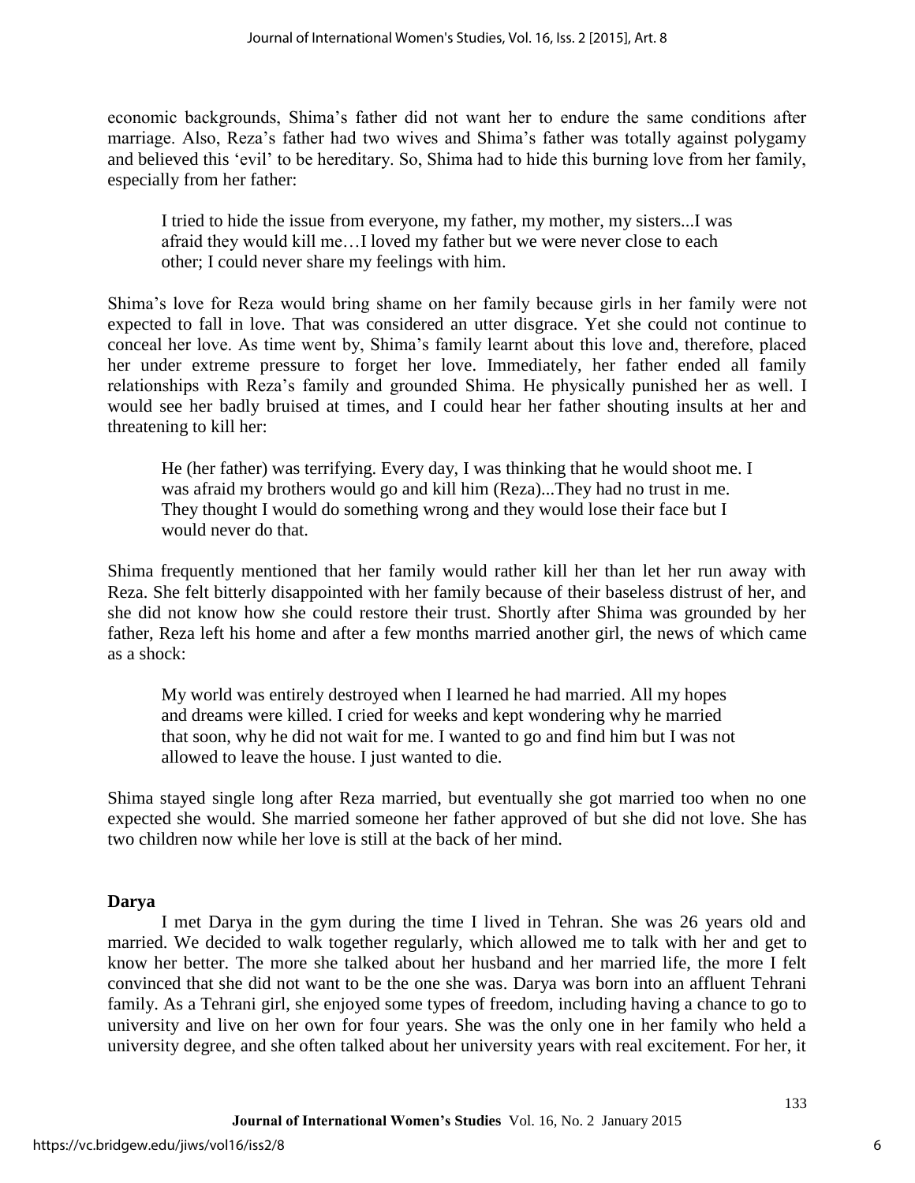economic backgrounds, Shima's father did not want her to endure the same conditions after marriage. Also, Reza's father had two wives and Shima's father was totally against polygamy and believed this 'evil' to be hereditary. So, Shima had to hide this burning love from her family, especially from her father:

> I tried to hide the issue from everyone, my father, my mother, my sisters...I was afraid they would kill me…I loved my father but we were never close to each other; I could never share my feelings with him.

Shima's love for Reza would bring shame on her family because girls in her family were not expected to fall in love. That was considered an utter disgrace. Yet she could not continue to conceal her love. As time went by, Shima's family learnt about this love and, therefore, placed her under extreme pressure to forget her love. Immediately, her father ended all family relationships with Reza's family and grounded Shima. He physically punished her as well. I would see her badly bruised at times, and I could hear her father shouting insults at her and threatening to kill her:

> He (her father) was terrifying. Every day, I was thinking that he would shoot me. I was afraid my brothers would go and kill him (Reza)...They had no trust in me. They thought I would do something wrong and they would lose their face but I would never do that.

Shima frequently mentioned that her family would rather kill her than let her run away with Reza. She felt bitterly disappointed with her family because of their baseless distrust of her, and she did not know how she could restore their trust. Shortly after Shima was grounded by her father, Reza left his home and after a few months married another girl, the news of which came as a shock:

> My world was entirely destroyed when I learned he had married. All my hopes and dreams were killed. I cried for weeks and kept wondering why he married that soon, why he did not wait for me. I wanted to go and find him but I was not allowed to leave the house. I just wanted to die.

Shima stayed single long after Reza married, but eventually she got married too when no one expected she would. She married someone her father approved of but she did not love. She has two children now while her love is still at the back of her mind.

**Darya**

I met Darya in the gym during the time I lived in Tehran. She was 26 years old and married. We decided to walk together regularly, which allowed me to talk with her and get to know her better. The more she talked about her husband and her married life, the more I felt convinced that she did not want to be the one she was. Darya was born into an affluent Tehrani family. As a Tehrani girl, she enjoyed some types of freedom, including having a chance to go to university and live on her own for four years. She was the only one in her family who held a university degree, and she often talked about her university years with real excitement. For her, it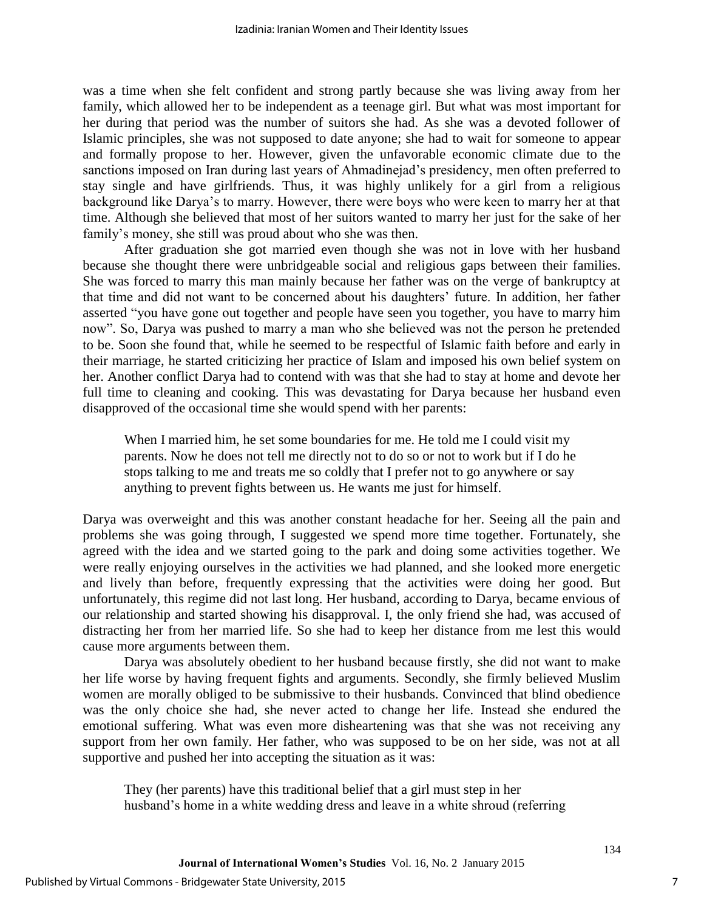was a time when she felt confident and strong partly because she was living away from her family, which allowed her to be independent as a teenage girl. But what was most important for her during that period was the number of suitors she had. As she was a devoted follower of Islamic principles, she was not supposed to date anyone; she had to wait for someone to appear and formally propose to her. However, given the unfavorable economic climate due to the sanctions imposed on Iran during last years of Ahmadinejad's presidency, men often preferred to stay single and have girlfriends. Thus, it was highly unlikely for a girl from a religious background like Darya's to marry. However, there were boys who were keen to marry her at that time. Although she believed that most of her suitors wanted to marry her just for the sake of her family's money, she still was proud about who she was then.

After graduation she got married even though she was not in love with her husband because she thought there were unbridgeable social and religious gaps between their families. She was forced to marry this man mainly because her father was on the verge of bankruptcy at that time and did not want to be concerned about his daughters' future. In addition, her father asserted "you have gone out together and people have seen you together, you have to marry him now". So, Darya was pushed to marry a man who she believed was not the person he pretended to be. Soon she found that, while he seemed to be respectful of Islamic faith before and early in their marriage, he started criticizing her practice of Islam and imposed his own belief system on her. Another conflict Darya had to contend with was that she had to stay at home and devote her full time to cleaning and cooking. This was devastating for Darya because her husband even disapproved of the occasional time she would spend with her parents:

> When I married him, he set some boundaries for me. He told me I could visit my parents. Now he does not tell me directly not to do so or not to work but if I do he stops talking to me and treats me so coldly that I prefer not to go anywhere or say anything to prevent fights between us. He wants me just for himself.

Darya was overweight and this was another constant headache for her. Seeing all the pain and problems she was going through, I suggested we spend more time together. Fortunately, she agreed with the idea and we started going to the park and doing some activities together. We were really enjoying ourselves in the activities we had planned, and she looked more energetic and lively than before, frequently expressing that the activities were doing her good. But unfortunately, this regime did not last long. Her husband, according to Darya, became envious of our relationship and started showing his disapproval. I, the only friend she had, was accused of distracting her from her married life. So she had to keep her distance from me lest this would cause more arguments between them.

Darya was absolutely obedient to her husband because firstly, she did not want to make her life worse by having frequent fights and arguments. Secondly, she firmly believed Muslim women are morally obliged to be submissive to their husbands. Convinced that blind obedience was the only choice she had, she never acted to change her life. Instead she endured the emotional suffering. What was even more disheartening was that she was not receiving any support from her own family. Her father, who was supposed to be on her side, was not at all supportive and pushed her into accepting the situation as it was:

> They (her parents) have this traditional belief that a girl must step in her husband's home in a white wedding dress and leave in a white shroud (referring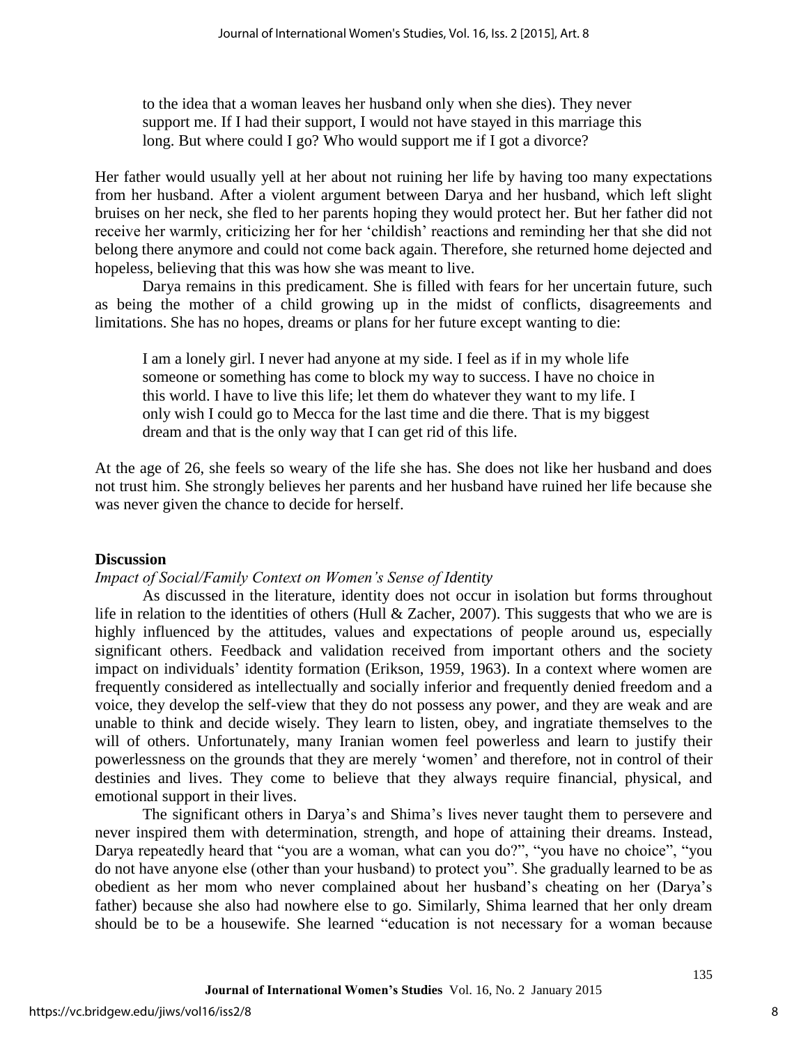> to the idea that a woman leaves her husband only when she dies). They never support me. If I had their support, I would not have stayed in this marriage this long. But where could I go? Who would support me if I got a divorce?

Her father would usually yell at her about not ruining her life by having too many expectations from her husband. After a violent argument between Darya and her husband, which left slight bruises on her neck, she fled to her parents hoping they would protect her. But her father did not receive her warmly, criticizing her for her 'childish' reactions and reminding her that she did not belong there anymore and could not come back again. Therefore, she returned home dejected and hopeless, believing that this was how she was meant to live.

Darya remains in this predicament. She is filled with fears for her uncertain future, such as being the mother of a child growing up in the midst of conflicts, disagreements and limitations. She has no hopes, dreams or plans for her future except wanting to die:

> I am a lonely girl. I never had anyone at my side. I feel as if in my whole life someone or something has come to block my way to success. I have no choice in this world. I have to live this life; let them do whatever they want to my life. I only wish I could go to Mecca for the last time and die there. That is my biggest dream and that is the only way that I can get rid of this life.

At the age of 26, she feels so weary of the life she has. She does not like her husband and does not trust him. She strongly believes her parents and her husband have ruined her life because she was never given the chance to decide for herself.

## Discussion

### *Impact of Social/Family Context on Women's Sense of Identity*

As discussed in the literature, identity does not occur in isolation but forms throughout life in relation to the identities of others (Hull & Zacher, 2007). This suggests that who we are is highly influenced by the attitudes, values and expectations of people around us, especially significant others. Feedback and validation received from important others and the society impact on individuals' identity formation (Erikson, 1959, 1963). In a context where women are frequently considered as intellectually and socially inferior and frequently denied freedom and a voice, they develop the self-view that they do not possess any power, and they are weak and are unable to think and decide wisely. They learn to listen, obey, and ingratiate themselves to the will of others. Unfortunately, many Iranian women feel powerless and learn to justify their powerlessness on the grounds that they are merely 'women' and therefore, not in control of their destinies and lives. They come to believe that they always require financial, physical, and emotional support in their lives.

The significant others in Darya's and Shima's lives never taught them to persevere and never inspired them with determination, strength, and hope of attaining their dreams. Instead, Darya repeatedly heard that "you are a woman, what can you do?", "you have no choice", "you do not have anyone else (other than your husband) to protect you". She gradually learned to be as obedient as her mom who never complained about her husband's cheating on her (Darya's father) because she also had nowhere else to go. Similarly, Shima learned that her only dream should be to be a housewife. She learned "education is not necessary for a woman because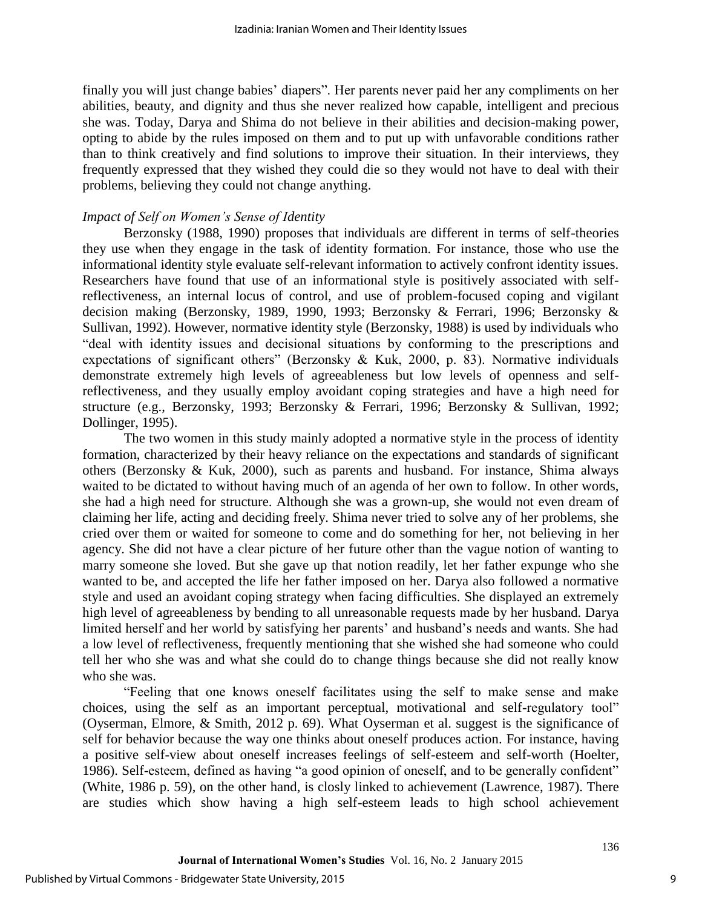finally you will just change babies' diapers". Her parents never paid her any compliments on her abilities, beauty, and dignity and thus she never realized how capable, intelligent and precious she was. Today, Darya and Shima do not believe in their abilities and decision-making power, opting to abide by the rules imposed on them and to put up with unfavorable conditions rather than to think creatively and find solutions to improve their situation. In their interviews, they frequently expressed that they wished they could die so they would not have to deal with their problems, believing they could not change anything.

### *Impact of Self on Women's Sense of Identity*

Berzonsky (1988, 1990) proposes that individuals are different in terms of self-theories they use when they engage in the task of identity formation. For instance, those who use the informational identity style evaluate self-relevant information to actively confront identity issues. Researchers have found that use of an informational style is positively associated with self-reflectiveness, an internal locus of control, and use of problem-focused coping and vigilant decision making (Berzonsky, 1989, 1990, 1993; Berzonsky & Ferrari, 1996; Berzonsky & Sullivan, 1992). However, normative identity style (Berzonsky, 1988) is used by individuals who "deal with identity issues and decisional situations by conforming to the prescriptions and expectations of significant others" (Berzonsky & Kuk, 2000, p. 83). Normative individuals demonstrate extremely high levels of agreeableness but low levels of openness and self-reflectiveness, and they usually employ avoidant coping strategies and have a high need for structure (e.g., Berzonsky, 1993; Berzonsky & Ferrari, 1996; Berzonsky & Sullivan, 1992; Dollinger, 1995).

The two women in this study mainly adopted a normative style in the process of identity formation, characterized by their heavy reliance on the expectations and standards of significant others (Berzonsky & Kuk, 2000), such as parents and husband. For instance, Shima always waited to be dictated to without having much of an agenda of her own to follow. In other words, she had a high need for structure. Although she was a grown-up, she would not even dream of claiming her life, acting and deciding freely. Shima never tried to solve any of her problems, she cried over them or waited for someone to come and do something for her, not believing in her agency. She did not have a clear picture of her future other than the vague notion of wanting to marry someone she loved. But she gave up that notion readily, let her father expunge who she wanted to be, and accepted the life her father imposed on her. Darya also followed a normative style and used an avoidant coping strategy when facing difficulties. She displayed an extremely high level of agreeableness by bending to all unreasonable requests made by her husband. Darya limited herself and her world by satisfying her parents' and husband's needs and wants. She had a low level of reflectiveness, frequently mentioning that she wished she had someone who could tell her who she was and what she could do to change things because she did not really know who she was.

"Feeling that one knows oneself facilitates using the self to make sense and make choices, using the self as an important perceptual, motivational and self-regulatory tool" (Oyserman, Elmore, & Smith, 2012 p. 69). What Oyserman et al. suggest is the significance of self for behavior because the way one thinks about oneself produces action. For instance, having a positive self-view about oneself increases feelings of self-esteem and self-worth (Hoelter, 1986). Self-esteem, defined as having "a good opinion of oneself, and to be generally confident" (White, 1986 p. 59), on the other hand, is closly linked to achievement (Lawrence, 1987). There are studies which show having a high self-esteem leads to high school achievement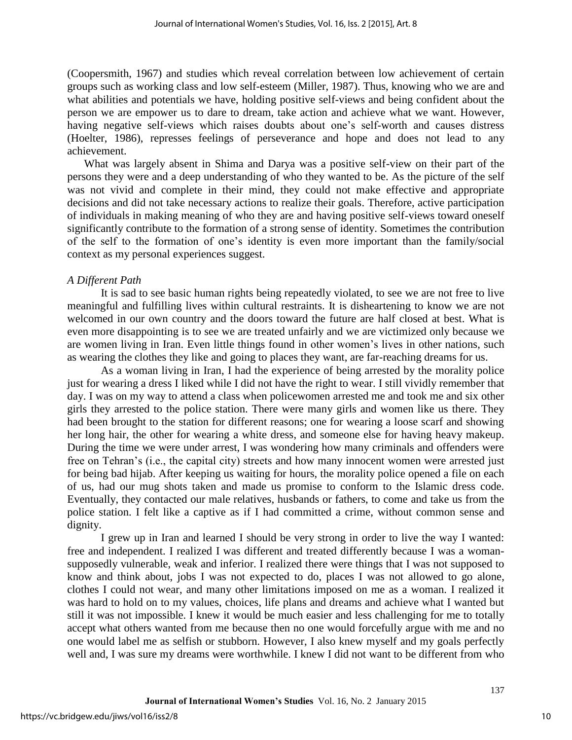(Coopersmith, 1967) and studies which reveal correlation between low achievement of certain groups such as working class and low self-esteem (Miller, 1987). Thus, knowing who we are and what abilities and potentials we have, holding positive self-views and being confident about the person we are empower us to dare to dream, take action and achieve what we want. However, having negative self-views which raises doubts about one's self-worth and causes distress (Hoelter, 1986), represses feelings of perseverance and hope and does not lead to any achievement.

What was largely absent in Shima and Darya was a positive self-view on their part of the persons they were and a deep understanding of who they wanted to be. As the picture of the self was not vivid and complete in their mind, they could not make effective and appropriate decisions and did not take necessary actions to realize their goals. Therefore, active participation of individuals in making meaning of who they are and having positive self-views toward oneself significantly contribute to the formation of a strong sense of identity. Sometimes the contribution of the self to the formation of one's identity is even more important than the family/social context as my personal experiences suggest.

*A Different Path*

It is sad to see basic human rights being repeatedly violated, to see we are not free to live meaningful and fulfilling lives within cultural restraints. It is disheartening to know we are not welcomed in our own country and the doors toward the future are half closed at best. What is even more disappointing is to see we are treated unfairly and we are victimized only because we are women living in Iran. Even little things found in other women's lives in other nations, such as wearing the clothes they like and going to places they want, are far-reaching dreams for us.

As a woman living in Iran, I had the experience of being arrested by the morality police just for wearing a dress I liked while I did not have the right to wear. I still vividly remember that day. I was on my way to attend a class when policewomen arrested me and took me and six other girls they arrested to the police station. There were many girls and women like us there. They had been brought to the station for different reasons; one for wearing a loose scarf and showing her long hair, the other for wearing a white dress, and someone else for having heavy makeup. During the time we were under arrest, I was wondering how many criminals and offenders were free on Tehran's (i.e., the capital city) streets and how many innocent women were arrested just for being bad hijab. After keeping us waiting for hours, the morality police opened a file on each of us, had our mug shots taken and made us promise to conform to the Islamic dress code. Eventually, they contacted our male relatives, husbands or fathers, to come and take us from the police station. I felt like a captive as if I had committed a crime, without common sense and dignity.

I grew up in Iran and learned I should be very strong in order to live the way I wanted: free and independent. I realized I was different and treated differently because I was a woman- supposedly vulnerable, weak and inferior. I realized there were things that I was not supposed to know and think about, jobs I was not expected to do, places I was not allowed to go alone, clothes I could not wear, and many other limitations imposed on me as a woman. I realized it was hard to hold on to my values, choices, life plans and dreams and achieve what I wanted but still it was not impossible. I knew it would be much easier and less challenging for me to totally accept what others wanted from me because then no one would forcefully argue with me and no one would label me as selfish or stubborn. However, I also knew myself and my goals perfectly well and, I was sure my dreams were worthwhile. I knew I did not want to be different from who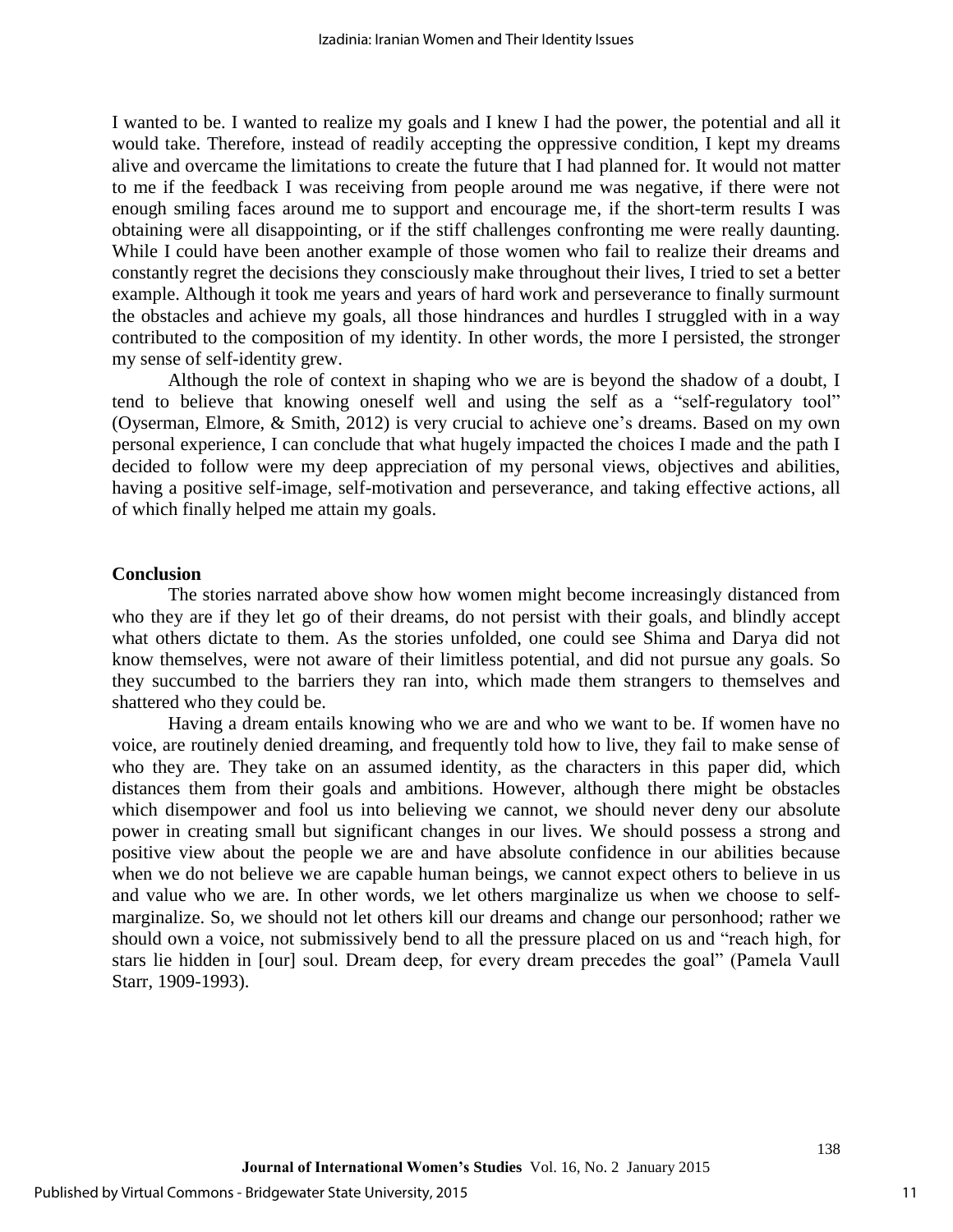I wanted to be. I wanted to realize my goals and I knew I had the power, the potential and all it would take. Therefore, instead of readily accepting the oppressive condition, I kept my dreams alive and overcame the limitations to create the future that I had planned for. It would not matter to me if the feedback I was receiving from people around me was negative, if there were not enough smiling faces around me to support and encourage me, if the short-term results I was obtaining were all disappointing, or if the stiff challenges confronting me were really daunting. While I could have been another example of those women who fail to realize their dreams and constantly regret the decisions they consciously make throughout their lives, I tried to set a better example. Although it took me years and years of hard work and perseverance to finally surmount the obstacles and achieve my goals, all those hindrances and hurdles I struggled with in a way contributed to the composition of my identity. In other words, the more I persisted, the stronger my sense of self-identity grew.

Although the role of context in shaping who we are is beyond the shadow of a doubt, I tend to believe that knowing oneself well and using the self as a "self-regulatory tool" (Oyserman, Elmore, & Smith, 2012) is very crucial to achieve one's dreams. Based on my own personal experience, I can conclude that what hugely impacted the choices I made and the path I decided to follow were my deep appreciation of my personal views, objectives and abilities, having a positive self-image, self-motivation and perseverance, and taking effective actions, all of which finally helped me attain my goals.

**Conclusion**

The stories narrated above show how women might become increasingly distanced from who they are if they let go of their dreams, do not persist with their goals, and blindly accept what others dictate to them. As the stories unfolded, one could see Shima and Darya did not know themselves, were not aware of their limitless potential, and did not pursue any goals. So they succumbed to the barriers they ran into, which made them strangers to themselves and shattered who they could be.

Having a dream entails knowing who we are and who we want to be. If women have no voice, are routinely denied dreaming, and frequently told how to live, they fail to make sense of who they are. They take on an assumed identity, as the characters in this paper did, which distances them from their goals and ambitions. However, although there might be obstacles which disempower and fool us into believing we cannot, we should never deny our absolute power in creating small but significant changes in our lives. We should possess a strong and positive view about the people we are and have absolute confidence in our abilities because when we do not believe we are capable human beings, we cannot expect others to believe in us and value who we are. In other words, we let others marginalize us when we choose to self-marginalize. So, we should not let others kill our dreams and change our personhood; rather we should own a voice, not submissively bend to all the pressure placed on us and "reach high, for stars lie hidden in [our] soul. Dream deep, for every dream precedes the goal" (Pamela Vaull Starr, 1909-1993).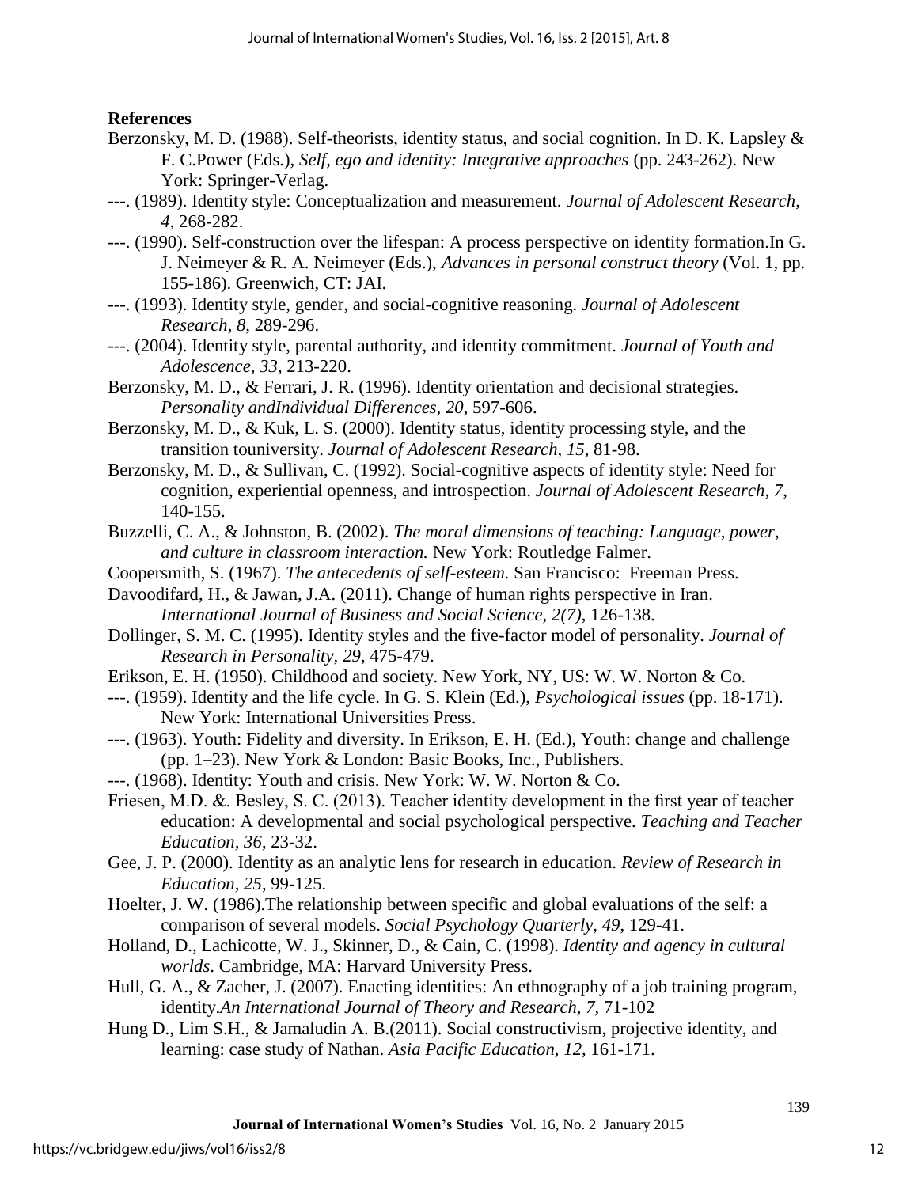**References**

Berzonsky, M. D. (1988). Self-theorists, identity status, and social cognition. In D. K. Lapsley & F. C.Power (Eds.), *Self, ego and identity: Integrative approaches* (pp. 243-262). New York: Springer-Verlag.

---. (1989). Identity style: Conceptualization and measurement. *Journal of Adolescent Research, 4*, 268-282.

---. (1990). Self-construction over the lifespan: A process perspective on identity formation.In G. J. Neimeyer & R. A. Neimeyer (Eds.), *Advances in personal construct theory* (Vol. 1, pp. 155-186). Greenwich, CT: JAI.

---. (1993). Identity style, gender, and social-cognitive reasoning. *Journal of Adolescent Research, 8*, 289-296.

---. (2004). Identity style, parental authority, and identity commitment. *Journal of Youth and Adolescence, 33*, 213-220.

Berzonsky, M. D., & Ferrari, J. R. (1996). Identity orientation and decisional strategies. *Personality andIndividual Differences, 20*, 597-606.

Berzonsky, M. D., & Kuk, L. S. (2000). Identity status, identity processing style, and the transition touniversity. *Journal of Adolescent Research, 15*, 81-98.

Berzonsky, M. D., & Sullivan, C. (1992). Social-cognitive aspects of identity style: Need for cognition, experiential openness, and introspection. *Journal of Adolescent Research, 7*, 140-155.

Buzzelli, C. A., & Johnston, B. (2002). *The moral dimensions of teaching: Language, power, and culture in classroom interaction.* New York: Routledge Falmer.

Coopersmith, S. (1967). *The antecedents of self-esteem.* San Francisco: Freeman Press.

Davoodifard, H., & Jawan, J.A. (2011). Change of human rights perspective in Iran. *International Journal of Business and Social Science, 2(7)*, 126-138.

Dollinger, S. M. C. (1995). Identity styles and the five-factor model of personality. *Journal of Research in Personality, 29*, 475-479.

Erikson, E. H. (1950). Childhood and society. New York, NY, US: W. W. Norton & Co.

---. (1959). Identity and the life cycle. In G. S. Klein (Ed.), *Psychological issues* (pp. 18-171). New York: International Universities Press.

---. (1963). Youth: Fidelity and diversity. In Erikson, E. H. (Ed.), Youth: change and challenge (pp. 1–23). New York & London: Basic Books, Inc., Publishers.

---. (1968). Identity: Youth and crisis. New York: W. W. Norton & Co.

Friesen, M.D. &. Besley, S. C. (2013). Teacher identity development in the first year of teacher education: A developmental and social psychological perspective. *Teaching and Teacher Education, 36*, 23-32.

Gee, J. P. (2000). Identity as an analytic lens for research in education. *Review of Research in Education, 25*, 99-125.

Hoelter, J. W. (1986).The relationship between specific and global evaluations of the self: a comparison of several models. *Social Psychology Quarterly, 49*, 129-41.

Holland, D., Lachicotte, W. J., Skinner, D., & Cain, C. (1998). *Identity and agency in cultural worlds*. Cambridge, MA: Harvard University Press.

Hull, G. A., & Zacher, J. (2007). Enacting identities: An ethnography of a job training program, identity.*An International Journal of Theory and Research, 7*, 71-102

Hung D., Lim S.H., & Jamaludin A. B.(2011). Social constructivism, projective identity, and learning: case study of Nathan. *Asia Pacific Education, 12*, 161-171.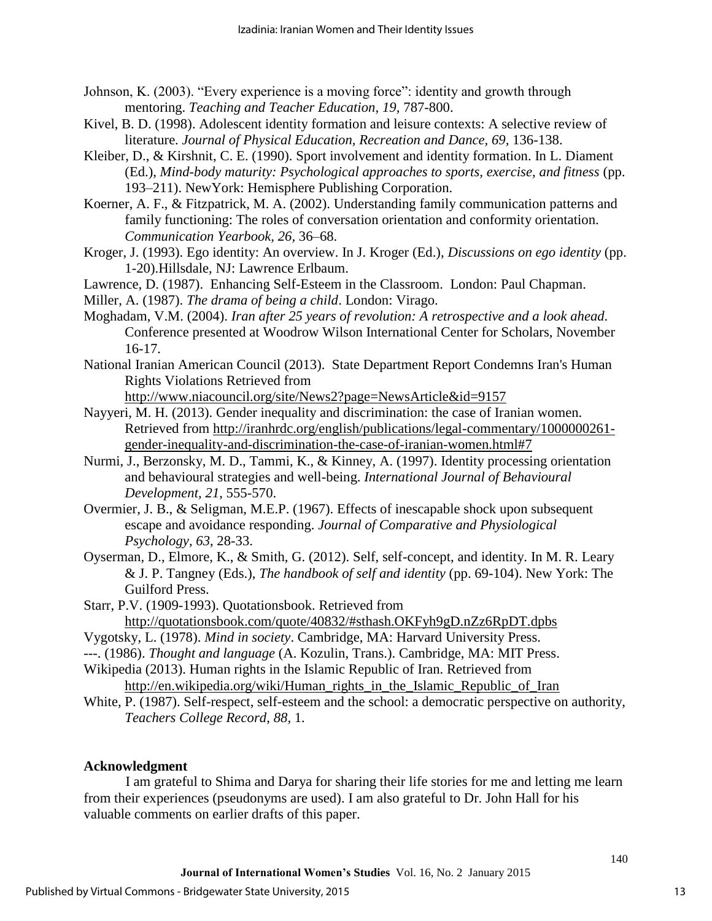Johnson, K. (2003). "Every experience is a moving force": identity and growth through mentoring. *Teaching and Teacher Education, 19*, 787-800.

Kivel, B. D. (1998). Adolescent identity formation and leisure contexts: A selective review of literature. *Journal of Physical Education, Recreation and Dance, 69*, 136-138.

Kleiber, D., & Kirshnit, C. E. (1990). Sport involvement and identity formation. In L. Diament (Ed.), *Mind-body maturity: Psychological approaches to sports, exercise, and fitness* (pp. 193–211). NewYork: Hemisphere Publishing Corporation.

Koerner, A. F., & Fitzpatrick, M. A. (2002). Understanding family communication patterns and family functioning: The roles of conversation orientation and conformity orientation. *Communication Yearbook, 26*, 36–68.

Kroger, J. (1993). Ego identity: An overview. In J. Kroger (Ed.), *Discussions on ego identity* (pp. 1-20).Hillsdale, NJ: Lawrence Erlbaum.

Lawrence, D. (1987). Enhancing Self-Esteem in the Classroom. London: Paul Chapman.

Miller, A. (1987). *The drama of being a child*. London: Virago.

Moghadam, V.M. (2004). *Iran after 25 years of revolution: A retrospective and a look ahead*. Conference presented at Woodrow Wilson International Center for Scholars, November 16-17.

National Iranian American Council (2013). State Department Report Condemns Iran's Human Rights Violations Retrieved from http://www.niacouncil.org/site/News2?page=NewsArticle&id=9157

Nayyeri, M. H. (2013). Gender inequality and discrimination: the case of Iranian women. Retrieved from http://iranhrdc.org/english/publications/legal-commentary/1000000261-gender-inequality-and-discrimination-the-case-of-iranian-women.html#7

Nurmi, J., Berzonsky, M. D., Tammi, K., & Kinney, A. (1997). Identity processing orientation and behavioural strategies and well-being. *International Journal of Behavioural Development, 21*, 555-570.

Overmier, J. B., & Seligman, M.E.P. (1967). Effects of inescapable shock upon subsequent escape and avoidance responding. *Journal of Comparative and Physiological Psychology, 63*, 28-33.

Oyserman, D., Elmore, K., & Smith, G. (2012). Self, self-concept, and identity. In M. R. Leary & J. P. Tangney (Eds.), *The handbook of self and identity* (pp. 69-104). New York: The Guilford Press.

Starr, P.V. (1909-1993). Quotationsbook. Retrieved from http://quotationsbook.com/quote/40832/#sthash.OKFyh9gD.nZz6RpDT.dpbs

Vygotsky, L. (1978). *Mind in society*. Cambridge, MA: Harvard University Press.

---. (1986). *Thought and language* (A. Kozulin, Trans.). Cambridge, MA: MIT Press.

Wikipedia (2013). Human rights in the Islamic Republic of Iran. Retrieved from http://en.wikipedia.org/wiki/Human_rights_in_the_Islamic_Republic_of_Iran

White, P. (1987). Self-respect, self-esteem and the school: a democratic perspective on authority, *Teachers College Record, 88*, 1.

**Acknowledgment**

I am grateful to Shima and Darya for sharing their life stories for me and letting me learn from their experiences (pseudonyms are used). I am also grateful to Dr. John Hall for his valuable comments on earlier drafts of this paper.